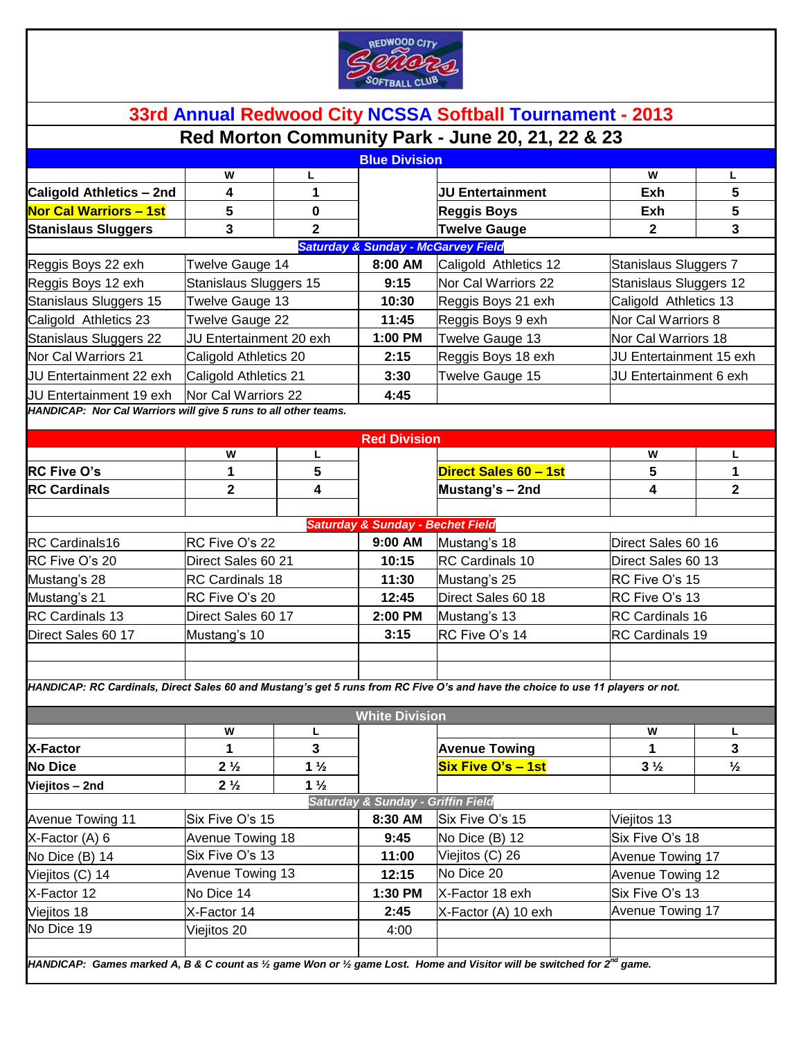# 33rd Annual Redwood City NCSSA Softball Tournament - 2013

## Red Morton Community Park - June 20, 21, 22 & 23

### Blue Division

| | W | L | | | W | L |
|---|---|---|---|---|---|---|
| **Caligold Athletics – 2nd** | 4 | 1 | | **JU Entertainment** | Exh | 5 |
| **Nor Cal Warriors – 1st** | 5 | 0 | | **Reggis Boys** | Exh | 5 |
| **Stanislaus Sluggers** | 3 | 2 | | **Twelve Gauge** | 2 | 3 |

***Saturday & Sunday - McGarvey Field***

| | | Time | | |
|---|---|---|---|---|
| Reggis Boys 22 exh | Twelve Gauge 14 | 8:00 AM | Caligold Athletics 12 | Stanislaus Sluggers 7 |
| Reggis Boys 12 exh | Stanislaus Sluggers 15 | 9:15 | Nor Cal Warriors 22 | Stanislaus Sluggers 12 |
| Stanislaus Sluggers 15 | Twelve Gauge 13 | 10:30 | Reggis Boys 21 exh | Caligold Athletics 13 |
| Caligold Athletics 23 | Twelve Gauge 22 | 11:45 | Reggis Boys 9 exh | Nor Cal Warriors 8 |
| Stanislaus Sluggers 22 | JU Entertainment 20 exh | 1:00 PM | Twelve Gauge 13 | Nor Cal Warriors 18 |
| Nor Cal Warriors 21 | Caligold Athletics 20 | 2:15 | Reggis Boys 18 exh | JU Entertainment 15 exh |
| JU Entertainment 22 exh | Caligold Athletics 21 | 3:30 | Twelve Gauge 15 | JU Entertainment 6 exh |
| JU Entertainment 19 exh | Nor Cal Warriors 22 | 4:45 | | |

***HANDICAP: Nor Cal Warriors will give 5 runs to all other teams.***

### Red Division

| | W | L | | | W | L |
|---|---|---|---|---|---|---|
| **RC Five O's** | 1 | 5 | | **Direct Sales 60 – 1st** | 5 | 1 |
| **RC Cardinals** | 2 | 4 | | **Mustang's – 2nd** | 4 | 2 |

***Saturday & Sunday - Bechet Field***

| | | Time | | |
|---|---|---|---|---|
| RC Cardinals16 | RC Five O's 22 | 9:00 AM | Mustang's 18 | Direct Sales 60 16 |
| RC Five O's 20 | Direct Sales 60 21 | 10:15 | RC Cardinals 10 | Direct Sales 60 13 |
| Mustang's 28 | RC Cardinals 18 | 11:30 | Mustang's 25 | RC Five O's 15 |
| Mustang's 21 | RC Five O's 20 | 12:45 | Direct Sales 60 18 | RC Five O's 13 |
| RC Cardinals 13 | Direct Sales 60 17 | 2:00 PM | Mustang's 13 | RC Cardinals 16 |
| Direct Sales 60 17 | Mustang's 10 | 3:15 | RC Five O's 14 | RC Cardinals 19 |

***HANDICAP: RC Cardinals, Direct Sales 60 and Mustang's get 5 runs from RC Five O's and have the choice to use 11 players or not.***

### White Division

| | W | L | | | W | L |
|---|---|---|---|---|---|---|
| **X-Factor** | 1 | 3 | | **Avenue Towing** | 1 | 3 |
| **No Dice** | 2 ½ | 1 ½ | | **Six Five O's – 1st** | 3 ½ | ½ |
| **Viejitos – 2nd** | 2 ½ | 1 ½ | | | | |

***Saturday & Sunday - Griffin Field***

| | | Time | | |
|---|---|---|---|---|
| Avenue Towing 11 | Six Five O's 15 | 8:30 AM | Six Five O's 15 | Viejitos 13 |
| X-Factor (A) 6 | Avenue Towing 18 | 9:45 | No Dice (B) 12 | Six Five O's 18 |
| No Dice (B) 14 | Six Five O's 13 | 11:00 | Viejitos (C) 26 | Avenue Towing 17 |
| Viejitos (C) 14 | Avenue Towing 13 | 12:15 | No Dice 20 | Avenue Towing 12 |
| X-Factor 12 | No Dice 14 | 1:30 PM | X-Factor 18 exh | Six Five O's 13 |
| Viejitos 18 | X-Factor 14 | 2:45 | X-Factor (A) 10 exh | Avenue Towing 17 |
| No Dice 19 | Viejitos 20 | 4:00 | | |

***HANDICAP: Games marked A, B & C count as ½ game Won or ½ game Lost. Home and Visitor will be switched for 2nd game.***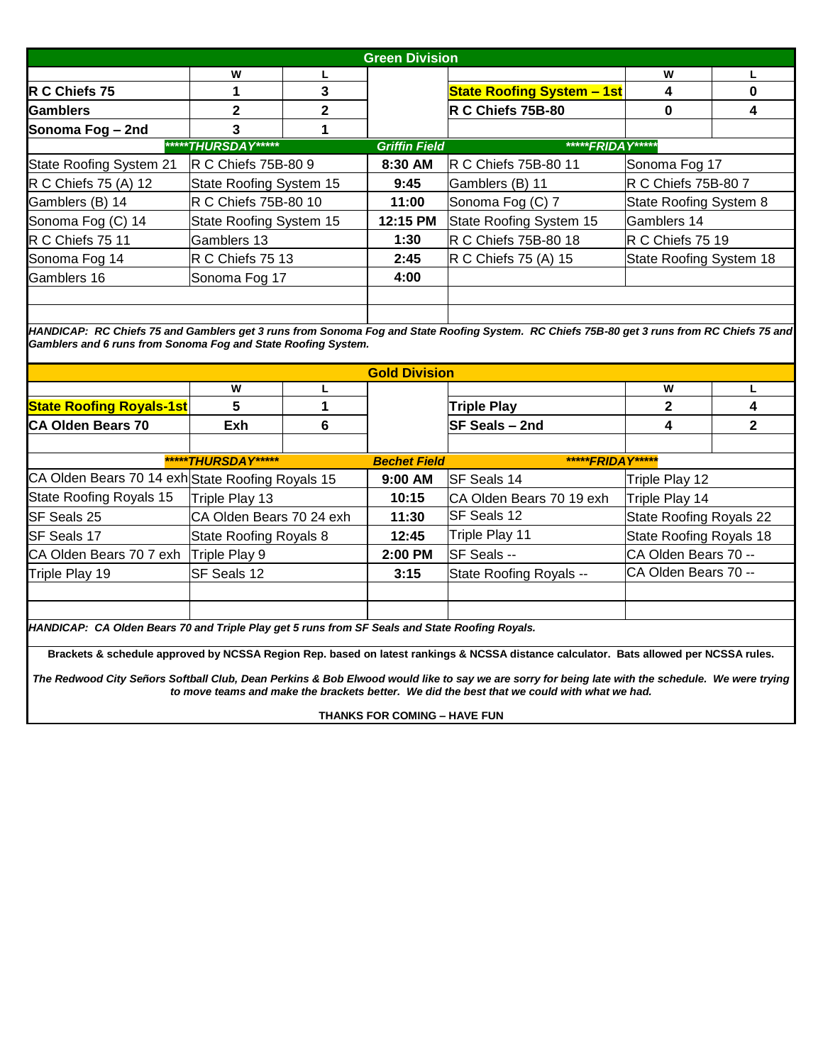## Green Division

| | W | L | | | W | L |
|---|---|---|---|---|---|---|
| **R C Chiefs 75** | **1** | **3** | | **State Roofing System – 1st** | **4** | **0** |
| **Gamblers** | **2** | **2** | | **R C Chiefs 75B-80** | **0** | **4** |
| **Sonoma Fog – 2nd** | **3** | **1** | | | | |

| *****THURSDAY***** | | *Griffin Field* | *****FRIDAY***** | |
|---|---|---|---|---|
| State Roofing System 21 | R C Chiefs 75B-80 9 | **8:30 AM** | R C Chiefs 75B-80 11 | Sonoma Fog 17 |
| R C Chiefs 75 (A) 12 | State Roofing System 15 | **9:45** | Gamblers (B) 11 | R C Chiefs 75B-80 7 |
| Gamblers (B) 14 | R C Chiefs 75B-80 10 | **11:00** | Sonoma Fog (C) 7 | State Roofing System 8 |
| Sonoma Fog (C) 14 | State Roofing System 15 | **12:15 PM** | State Roofing System 15 | Gamblers 14 |
| R C Chiefs 75 11 | Gamblers 13 | **1:30** | R C Chiefs 75B-80 18 | R C Chiefs 75 19 |
| Sonoma Fog 14 | R C Chiefs 75 13 | **2:45** | R C Chiefs 75 (A) 15 | State Roofing System 18 |
| Gamblers 16 | Sonoma Fog 17 | **4:00** | | |

***HANDICAP: RC Chiefs 75 and Gamblers get 3 runs from Sonoma Fog and State Roofing System. RC Chiefs 75B-80 get 3 runs from RC Chiefs 75 and Gamblers and 6 runs from Sonoma Fog and State Roofing System.***

## Gold Division

| | W | L | | | W | L |
|---|---|---|---|---|---|---|
| **State Roofing Royals-1st** | **5** | **1** | | **Triple Play** | **2** | **4** |
| **CA Olden Bears 70** | **Exh** | **6** | | **SF Seals – 2nd** | **4** | **2** |

| *****THURSDAY***** | | *Bechet Field* | *****FRIDAY***** | |
|---|---|---|---|---|
| CA Olden Bears 70 14 exh | State Roofing Royals 15 | **9:00 AM** | SF Seals 14 | Triple Play 12 |
| State Roofing Royals 15 | Triple Play 13 | **10:15** | CA Olden Bears 70 19 exh | Triple Play 14 |
| SF Seals 25 | CA Olden Bears 70 24 exh | **11:30** | SF Seals 12 | State Roofing Royals 22 |
| SF Seals 17 | State Roofing Royals 8 | **12:45** | Triple Play 11 | State Roofing Royals 18 |
| CA Olden Bears 70 7 exh | Triple Play 9 | **2:00 PM** | SF Seals -- | CA Olden Bears 70 -- |
| Triple Play 19 | SF Seals 12 | **3:15** | State Roofing Royals -- | CA Olden Bears 70 -- |

***HANDICAP: CA Olden Bears 70 and Triple Play get 5 runs from SF Seals and State Roofing Royals.***

**Brackets & schedule approved by NCSSA Region Rep. based on latest rankings & NCSSA distance calculator. Bats allowed per NCSSA rules.**

***The Redwood City Señors Softball Club, Dean Perkins & Bob Elwood would like to say we are sorry for being late with the schedule. We were trying to move teams and make the brackets better. We did the best that we could with what we had.***

**THANKS FOR COMING – HAVE FUN**